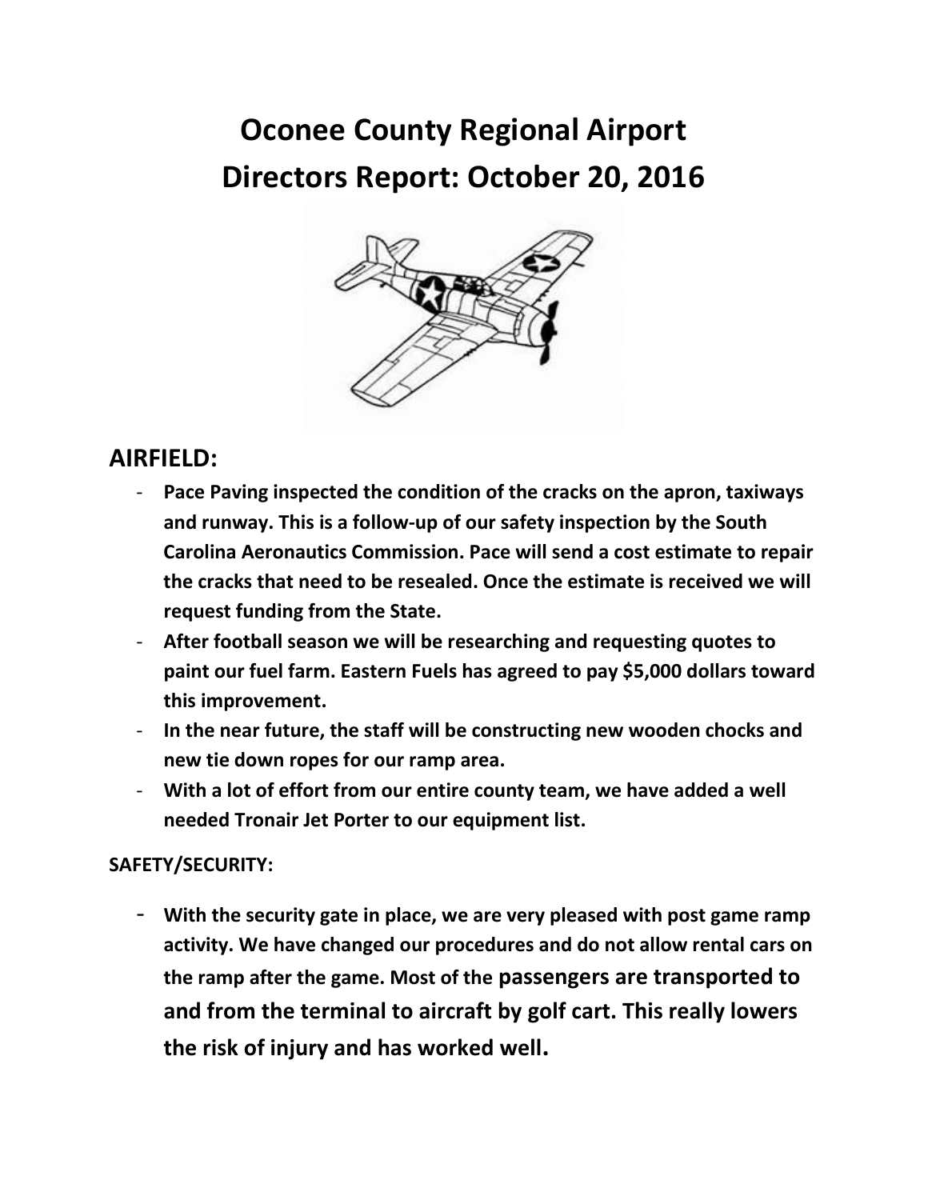# Oconee County Regional Airport
# Directors Report: October 20, 2016

## AIRFIELD:

- **Pace Paving inspected the condition of the cracks on the apron, taxiways and runway. This is a follow-up of our safety inspection by the South Carolina Aeronautics Commission. Pace will send a cost estimate to repair the cracks that need to be resealed. Once the estimate is received we will request funding from the State.**
- **After football season we will be researching and requesting quotes to paint our fuel farm. Eastern Fuels has agreed to pay $5,000 dollars toward this improvement.**
- **In the near future, the staff will be constructing new wooden chocks and new tie down ropes for our ramp area.**
- **With a lot of effort from our entire county team, we have added a well needed Tronair Jet Porter to our equipment list.**

**SAFETY/SECURITY:**

- **With the security gate in place, we are very pleased with post game ramp activity. We have changed our procedures and do not allow rental cars on the ramp after the game. Most of the passengers are transported to and from the terminal to aircraft by golf cart. This really lowers the risk of injury and has worked well.**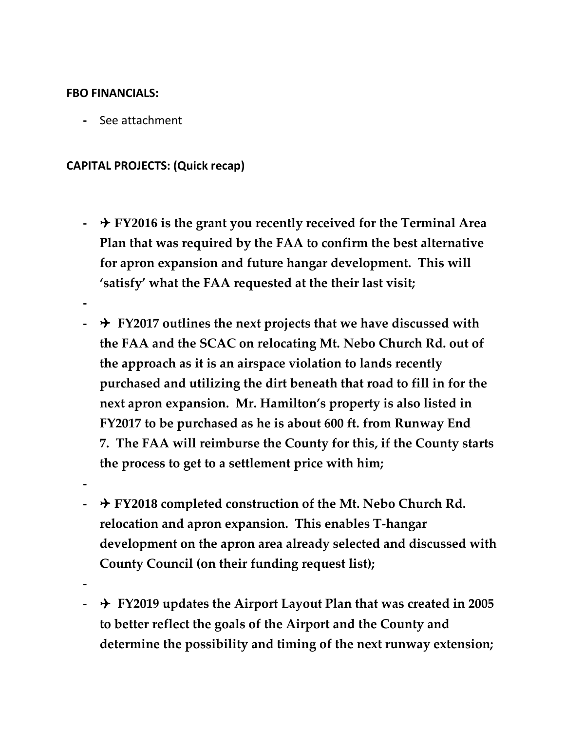**FBO FINANCIALS:**

- See attachment

**CAPITAL PROJECTS: (Quick recap)**

- ✈ **FY2016 is the grant you recently received for the Terminal Area Plan that was required by the FAA to confirm the best alternative for apron expansion and future hangar development. This will 'satisfy' what the FAA requested at the their last visit;**
-
- ✈ **FY2017 outlines the next projects that we have discussed with the FAA and the SCAC on relocating Mt. Nebo Church Rd. out of the approach as it is an airspace violation to lands recently purchased and utilizing the dirt beneath that road to fill in for the next apron expansion. Mr. Hamilton's property is also listed in FY2017 to be purchased as he is about 600 ft. from Runway End 7. The FAA will reimburse the County for this, if the County starts the process to get to a settlement price with him;**
-
- ✈ **FY2018 completed construction of the Mt. Nebo Church Rd. relocation and apron expansion. This enables T-hangar development on the apron area already selected and discussed with County Council (on their funding request list);**
-
- ✈ **FY2019 updates the Airport Layout Plan that was created in 2005 to better reflect the goals of the Airport and the County and determine the possibility and timing of the next runway extension;**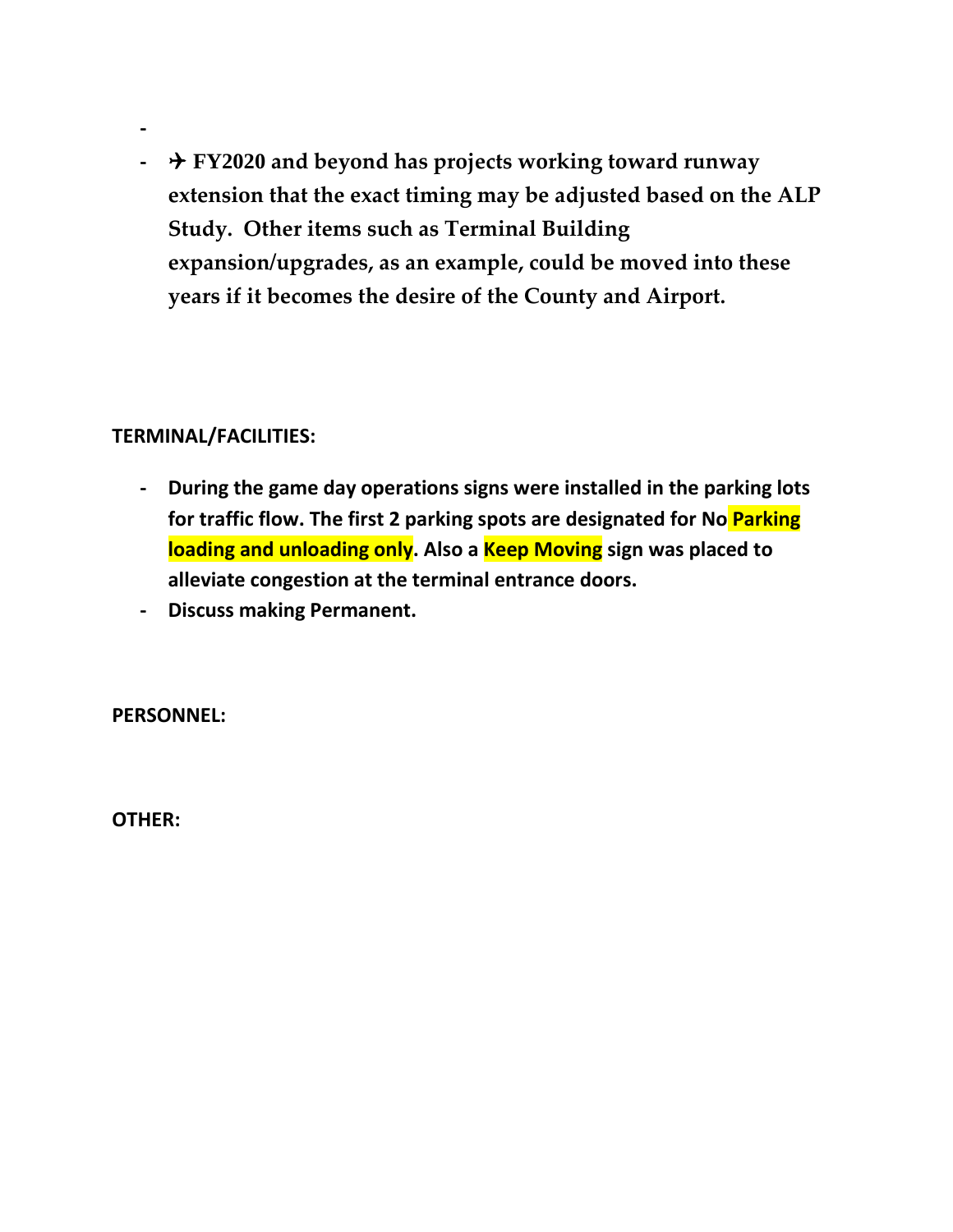- 
- ✈ **FY2020 and beyond has projects working toward runway extension that the exact timing may be adjusted based on the ALP Study. Other items such as Terminal Building expansion/upgrades, as an example, could be moved into these years if it becomes the desire of the County and Airport.**

**TERMINAL/FACILITIES:**

- **During the game day operations signs were installed in the parking lots for traffic flow. The first 2 parking spots are designated for No Parking loading and unloading only. Also a Keep Moving sign was placed to alleviate congestion at the terminal entrance doors.**
- **Discuss making Permanent.**

**PERSONNEL:**

**OTHER:**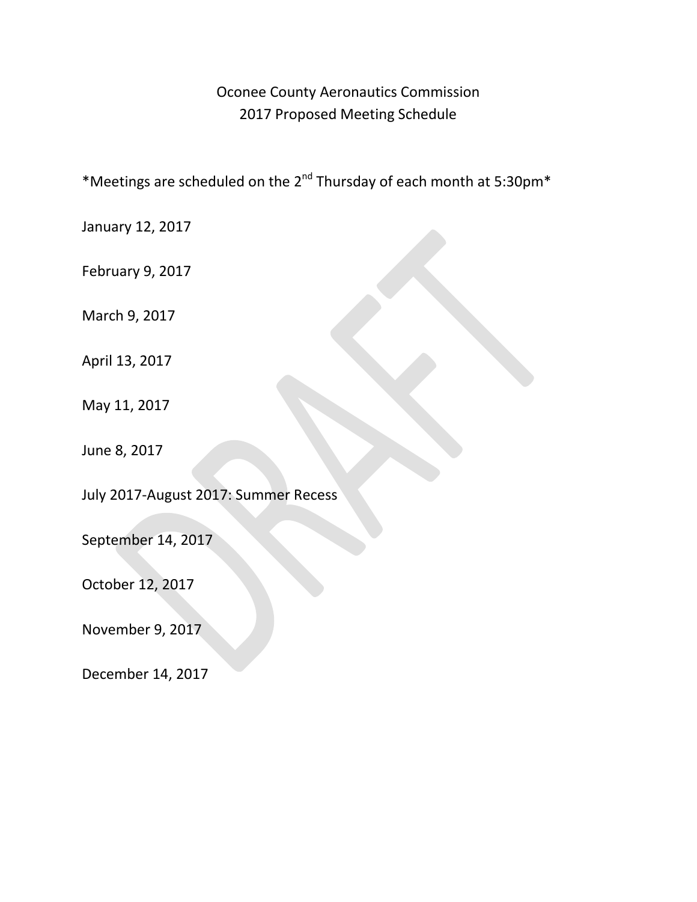# Oconee County Aeronautics Commission
## 2017 Proposed Meeting Schedule

*Meetings are scheduled on the 2nd Thursday of each month at 5:30pm*

January 12, 2017

February 9, 2017

March 9, 2017

April 13, 2017

May 11, 2017

June 8, 2017

July 2017-August 2017: Summer Recess

September 14, 2017

October 12, 2017

November 9, 2017

December 14, 2017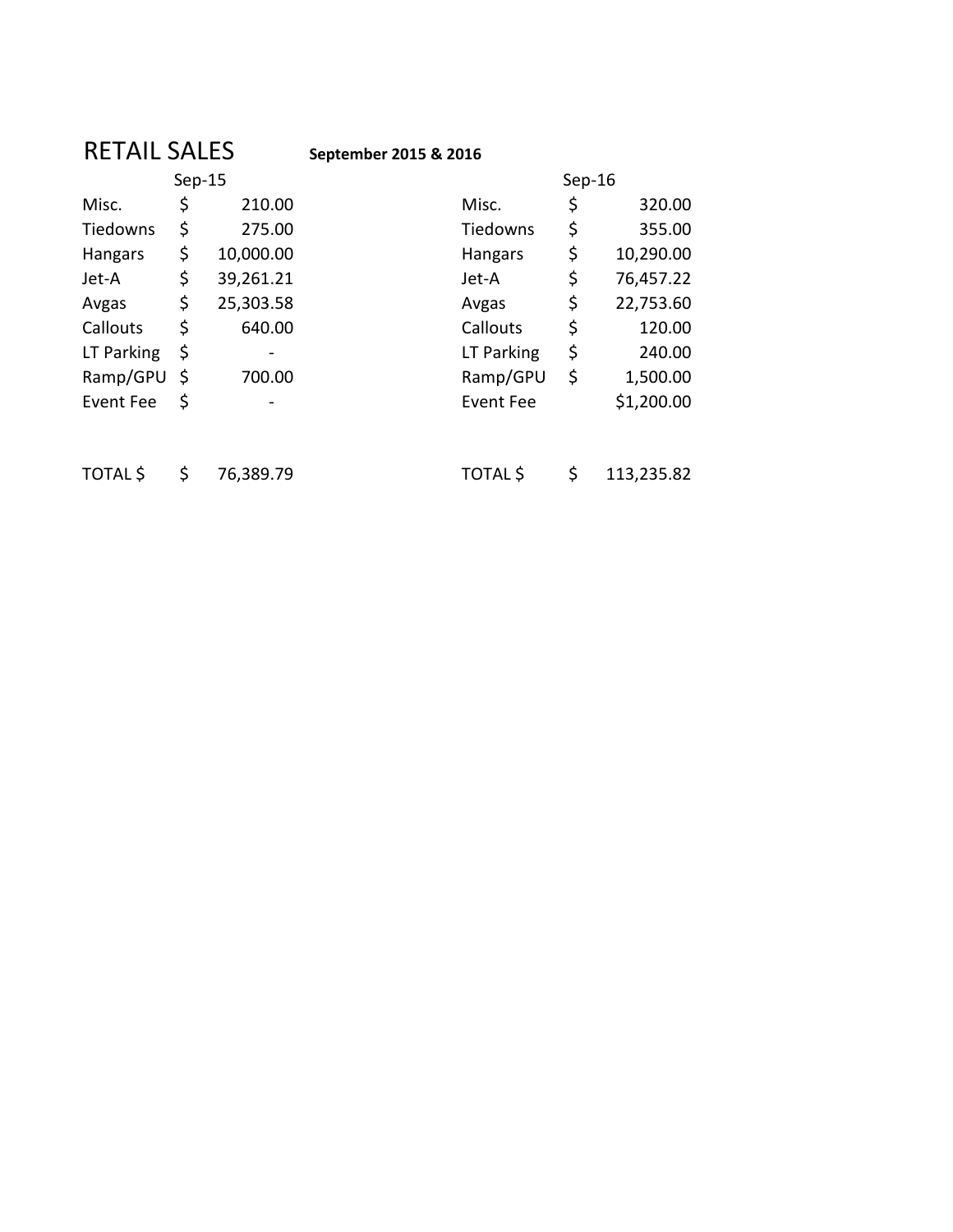# RETAIL SALES

**September 2015 & 2016**

| | Sep-15 | | Sep-16 |
|---|---|---|---|
| Misc. | $ 210.00 | Misc. | $ 320.00 |
| Tiedowns | $ 275.00 | Tiedowns | $ 355.00 |
| Hangars | $ 10,000.00 | Hangars | $ 10,290.00 |
| Jet-A | $ 39,261.21 | Jet-A | $ 76,457.22 |
| Avgas | $ 25,303.58 | Avgas | $ 22,753.60 |
| Callouts | $ 640.00 | Callouts | $ 120.00 |
| LT Parking | $ - | LT Parking | $ 240.00 |
| Ramp/GPU | $ 700.00 | Ramp/GPU | $ 1,500.00 |
| Event Fee | $ - | Event Fee | $1,200.00 |
| TOTAL $ | $ 76,389.79 | TOTAL $ | $ 113,235.82 |